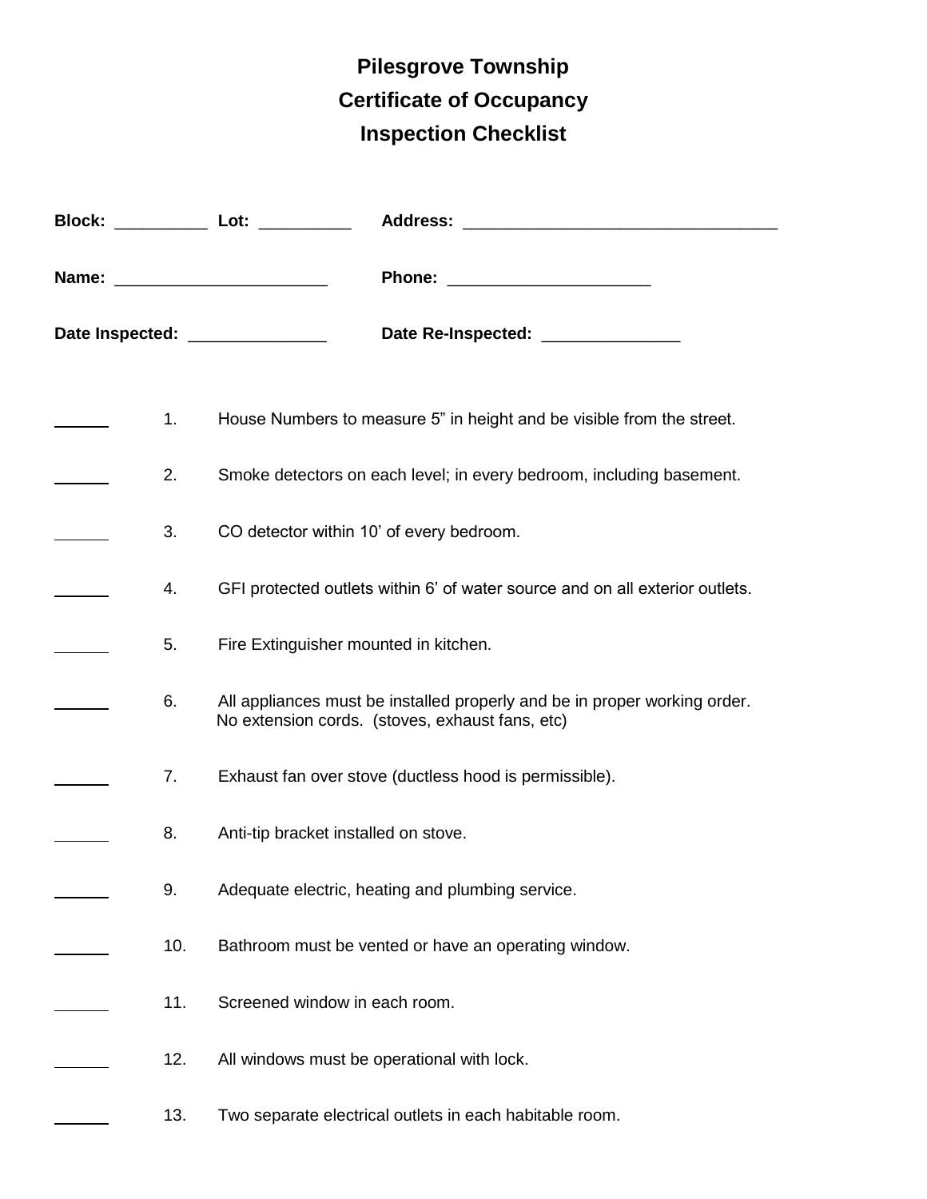# Pilesgrove Township
# Certificate of Occupancy
# Inspection Checklist

**Block:** __________ **Lot:** __________ **Address:** __________________________________

**Name:** _______________________ **Phone:** _____________________

**Date Inspected:** _______________ **Date Re-Inspected:** _______________

______ 1. House Numbers to measure 5" in height and be visible from the street.

______ 2. Smoke detectors on each level; in every bedroom, including basement.

______ 3. CO detector within 10' of every bedroom.

______ 4. GFI protected outlets within 6' of water source and on all exterior outlets.

______ 5. Fire Extinguisher mounted in kitchen.

______ 6. All appliances must be installed properly and be in proper working order. No extension cords. (stoves, exhaust fans, etc)

______ 7. Exhaust fan over stove (ductless hood is permissible).

______ 8. Anti-tip bracket installed on stove.

______ 9. Adequate electric, heating and plumbing service.

______ 10. Bathroom must be vented or have an operating window.

______ 11. Screened window in each room.

______ 12. All windows must be operational with lock.

______ 13. Two separate electrical outlets in each habitable room.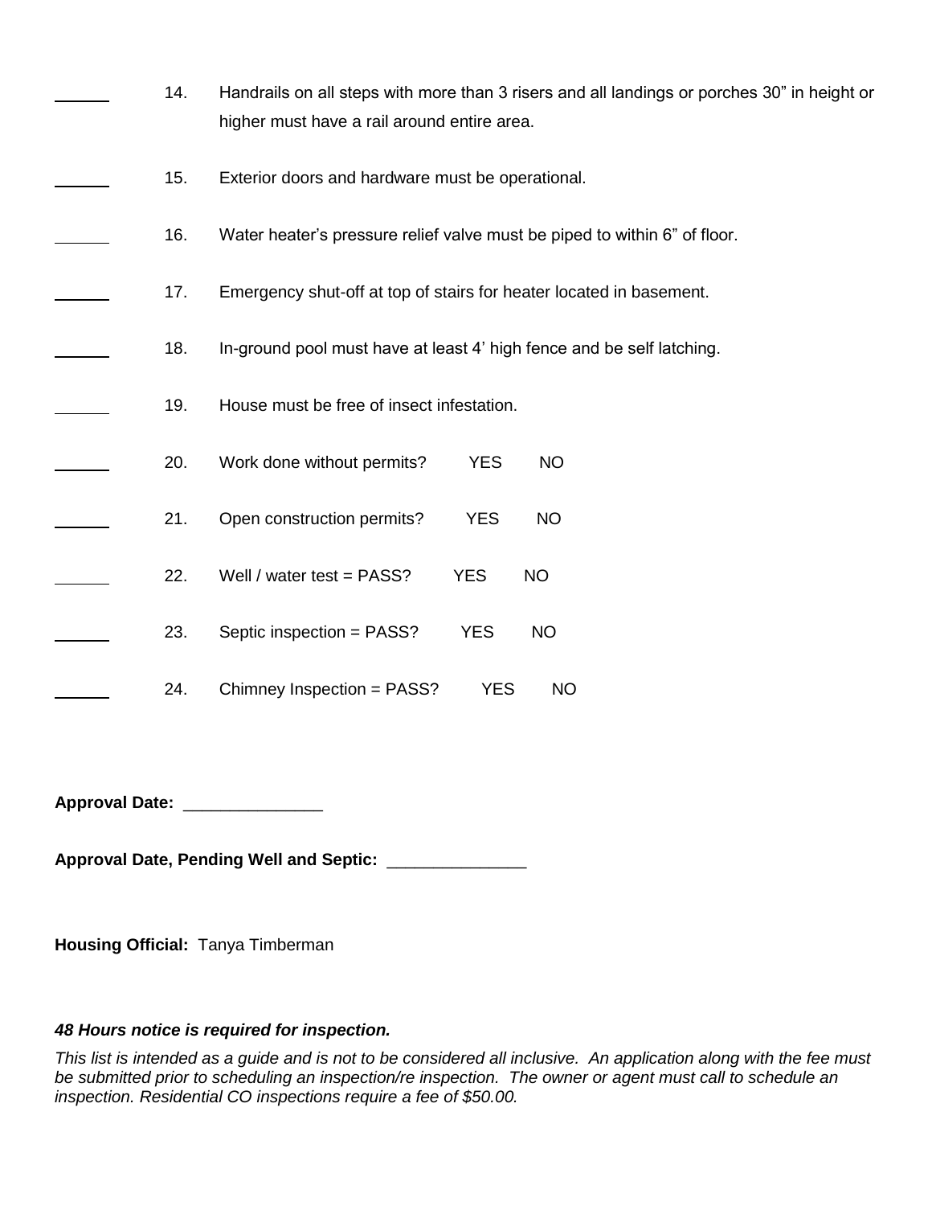______ 14. Handrails on all steps with more than 3 risers and all landings or porches 30” in height or higher must have a rail around entire area.

______ 15. Exterior doors and hardware must be operational.

______ 16. Water heater’s pressure relief valve must be piped to within 6” of floor.

______ 17. Emergency shut-off at top of stairs for heater located in basement.

______ 18. In-ground pool must have at least 4’ high fence and be self latching.

______ 19. House must be free of insect infestation.

______ 20. Work done without permits? YES NO

______ 21. Open construction permits? YES NO

______ 22. Well / water test = PASS? YES NO

______ 23. Septic inspection = PASS? YES NO

______ 24. Chimney Inspection = PASS? YES NO

**Approval Date:** _______________

**Approval Date, Pending Well and Septic:** _______________

**Housing Official:** Tanya Timberman

***48 Hours notice is required for inspection.***

*This list is intended as a guide and is not to be considered all inclusive. An application along with the fee must be submitted prior to scheduling an inspection/re inspection. The owner or agent must call to schedule an inspection. Residential CO inspections require a fee of $50.00.*